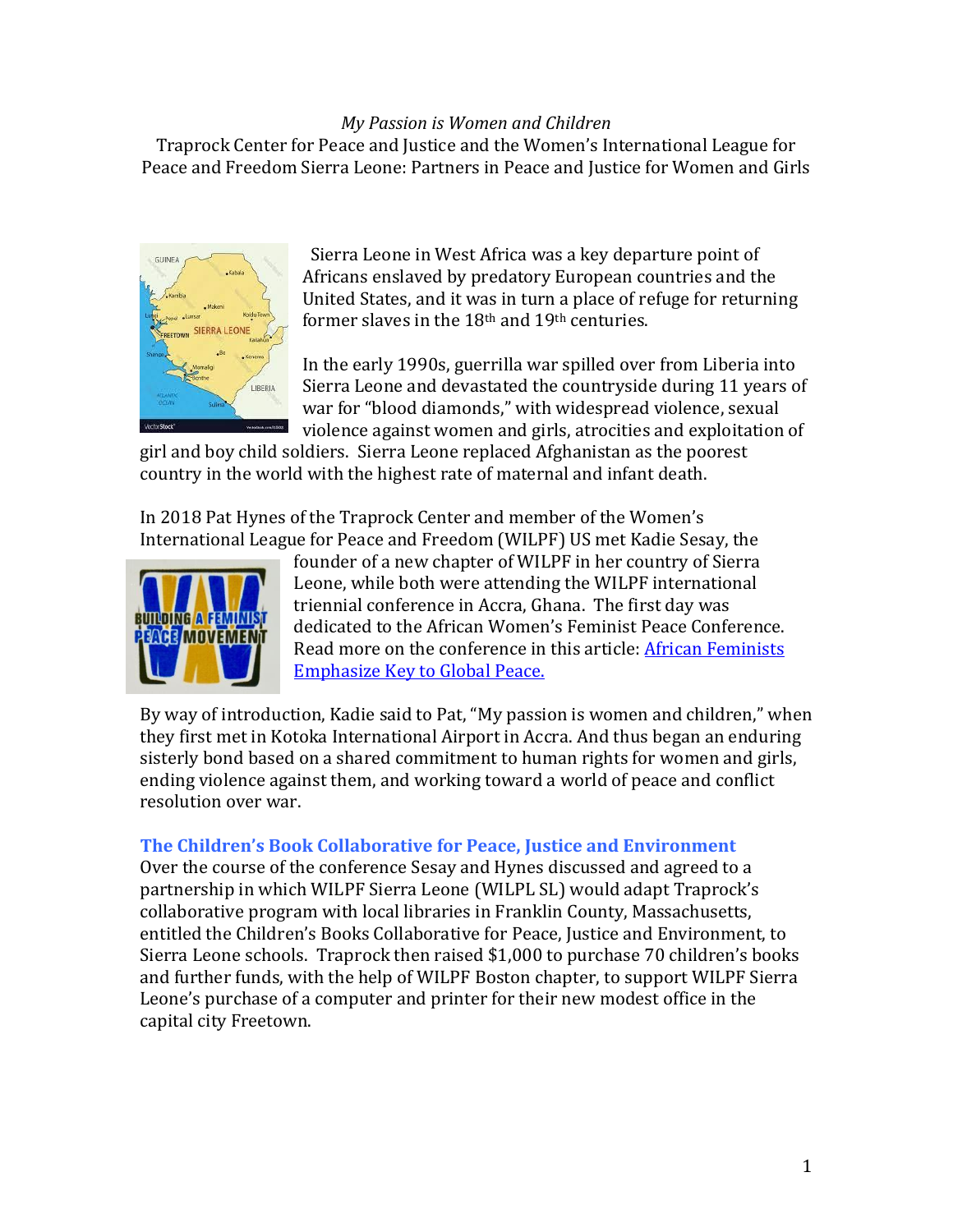*My Passion is Women and Children*

Traprock Center for Peace and Justice and the Women's International League for Peace and Freedom Sierra Leone: Partners in Peace and Justice for Women and Girls

Sierra Leone in West Africa was a key departure point of Africans enslaved by predatory European countries and the United States, and it was in turn a place of refuge for returning former slaves in the 18th and 19th centuries.

In the early 1990s, guerrilla war spilled over from Liberia into Sierra Leone and devastated the countryside during 11 years of war for "blood diamonds," with widespread violence, sexual violence against women and girls, atrocities and exploitation of girl and boy child soldiers. Sierra Leone replaced Afghanistan as the poorest country in the world with the highest rate of maternal and infant death.

In 2018 Pat Hynes of the Traprock Center and member of the Women's International League for Peace and Freedom (WILPF) US met Kadie Sesay, the founder of a new chapter of WILPF in her country of Sierra Leone, while both were attending the WILPF international triennial conference in Accra, Ghana. The first day was dedicated to the African Women's Feminist Peace Conference. Read more on the conference in this article: [African Feminists Emphasize Key to Global Peace.]()

By way of introduction, Kadie said to Pat, "My passion is women and children," when they first met in Kotoka International Airport in Accra. And thus began an enduring sisterly bond based on a shared commitment to human rights for women and girls, ending violence against them, and working toward a world of peace and conflict resolution over war.

### The Children's Book Collaborative for Peace, Justice and Environment

Over the course of the conference Sesay and Hynes discussed and agreed to a partnership in which WILPF Sierra Leone (WILPL SL) would adapt Traprock's collaborative program with local libraries in Franklin County, Massachusetts, entitled the Children's Books Collaborative for Peace, Justice and Environment, to Sierra Leone schools. Traprock then raised $1,000 to purchase 70 children's books and further funds, with the help of WILPF Boston chapter, to support WILPF Sierra Leone's purchase of a computer and printer for their new modest office in the capital city Freetown.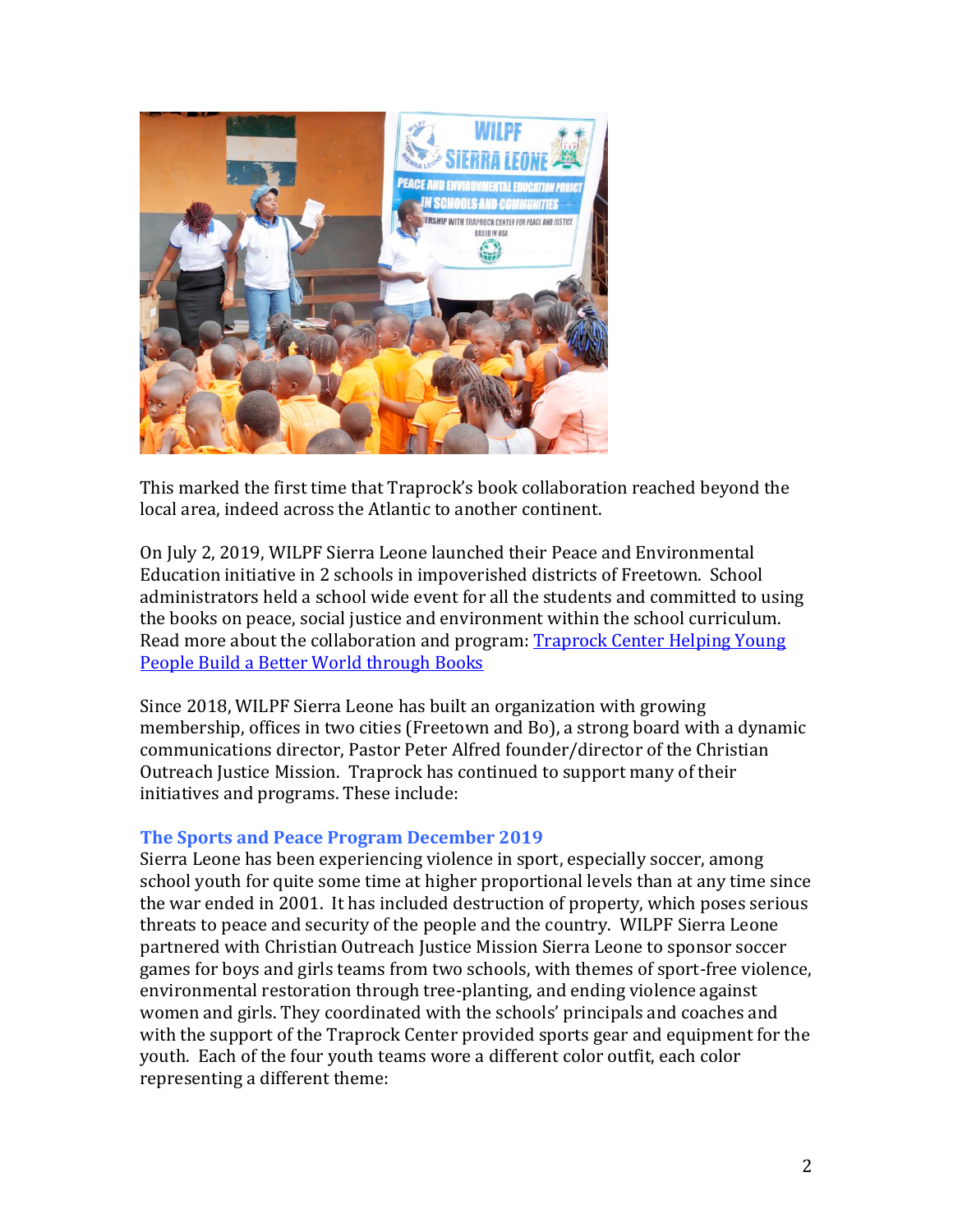This marked the first time that Traprock's book collaboration reached beyond the local area, indeed across the Atlantic to another continent.

On July 2, 2019, WILPF Sierra Leone launched their Peace and Environmental Education initiative in 2 schools in impoverished districts of Freetown. School administrators held a school wide event for all the students and committed to using the books on peace, social justice and environment within the school curriculum. Read more about the collaboration and program: [Traprock Center Helping Young People Build a Better World through Books]

Since 2018, WILPF Sierra Leone has built an organization with growing membership, offices in two cities (Freetown and Bo), a strong board with a dynamic communications director, Pastor Peter Alfred founder/director of the Christian Outreach Justice Mission. Traprock has continued to support many of their initiatives and programs. These include:

### The Sports and Peace Program December 2019

Sierra Leone has been experiencing violence in sport, especially soccer, among school youth for quite some time at higher proportional levels than at any time since the war ended in 2001. It has included destruction of property, which poses serious threats to peace and security of the people and the country. WILPF Sierra Leone partnered with Christian Outreach Justice Mission Sierra Leone to sponsor soccer games for boys and girls teams from two schools, with themes of sport-free violence, environmental restoration through tree-planting, and ending violence against women and girls. They coordinated with the schools' principals and coaches and with the support of the Traprock Center provided sports gear and equipment for the youth. Each of the four youth teams wore a different color outfit, each color representing a different theme: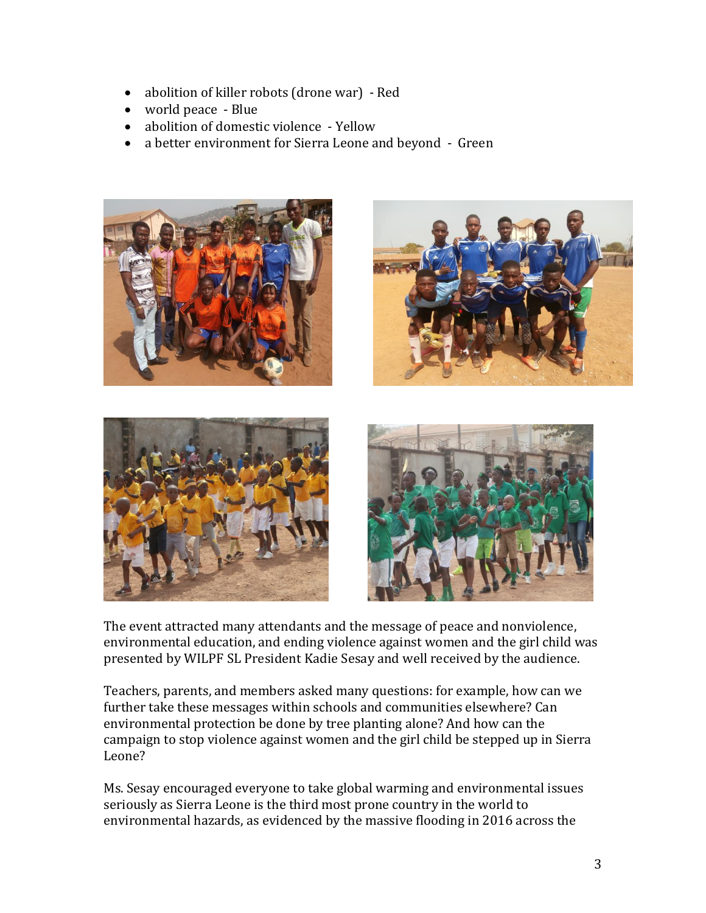- abolition of killer robots (drone war) - Red
- world peace - Blue
- abolition of domestic violence - Yellow
- a better environment for Sierra Leone and beyond - Green

The event attracted many attendants and the message of peace and nonviolence, environmental education, and ending violence against women and the girl child was presented by WILPF SL President Kadie Sesay and well received by the audience.

Teachers, parents, and members asked many questions: for example, how can we further take these messages within schools and communities elsewhere? Can environmental protection be done by tree planting alone? And how can the campaign to stop violence against women and the girl child be stepped up in Sierra Leone?

Ms. Sesay encouraged everyone to take global warming and environmental issues seriously as Sierra Leone is the third most prone country in the world to environmental hazards, as evidenced by the massive flooding in 2016 across the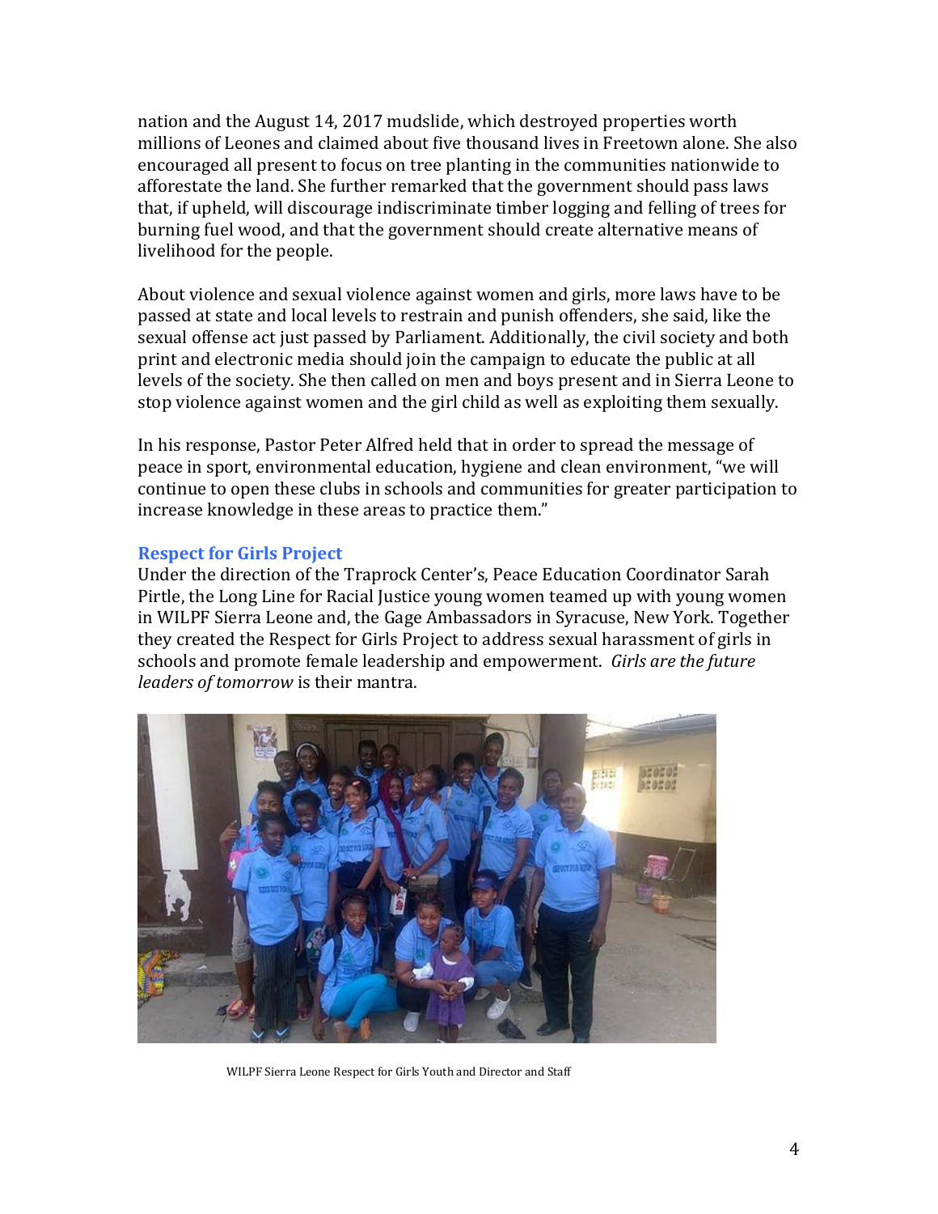nation and the August 14, 2017 mudslide, which destroyed properties worth millions of Leones and claimed about five thousand lives in Freetown alone. She also encouraged all present to focus on tree planting in the communities nationwide to afforestate the land. She further remarked that the government should pass laws that, if upheld, will discourage indiscriminate timber logging and felling of trees for burning fuel wood, and that the government should create alternative means of livelihood for the people.

About violence and sexual violence against women and girls, more laws have to be passed at state and local levels to restrain and punish offenders, she said, like the sexual offense act just passed by Parliament. Additionally, the civil society and both print and electronic media should join the campaign to educate the public at all levels of the society. She then called on men and boys present and in Sierra Leone to stop violence against women and the girl child as well as exploiting them sexually.

In his response, Pastor Peter Alfred held that in order to spread the message of peace in sport, environmental education, hygiene and clean environment, "we will continue to open these clubs in schools and communities for greater participation to increase knowledge in these areas to practice them."

### Respect for Girls Project

Under the direction of the Traprock Center's, Peace Education Coordinator Sarah Pirtle, the Long Line for Racial Justice young women teamed up with young women in WILPF Sierra Leone and, the Gage Ambassadors in Syracuse, New York. Together they created the Respect for Girls Project to address sexual harassment of girls in schools and promote female leadership and empowerment. *Girls are the future leaders of tomorrow* is their mantra.

WILPF Sierra Leone Respect for Girls Youth and Director and Staff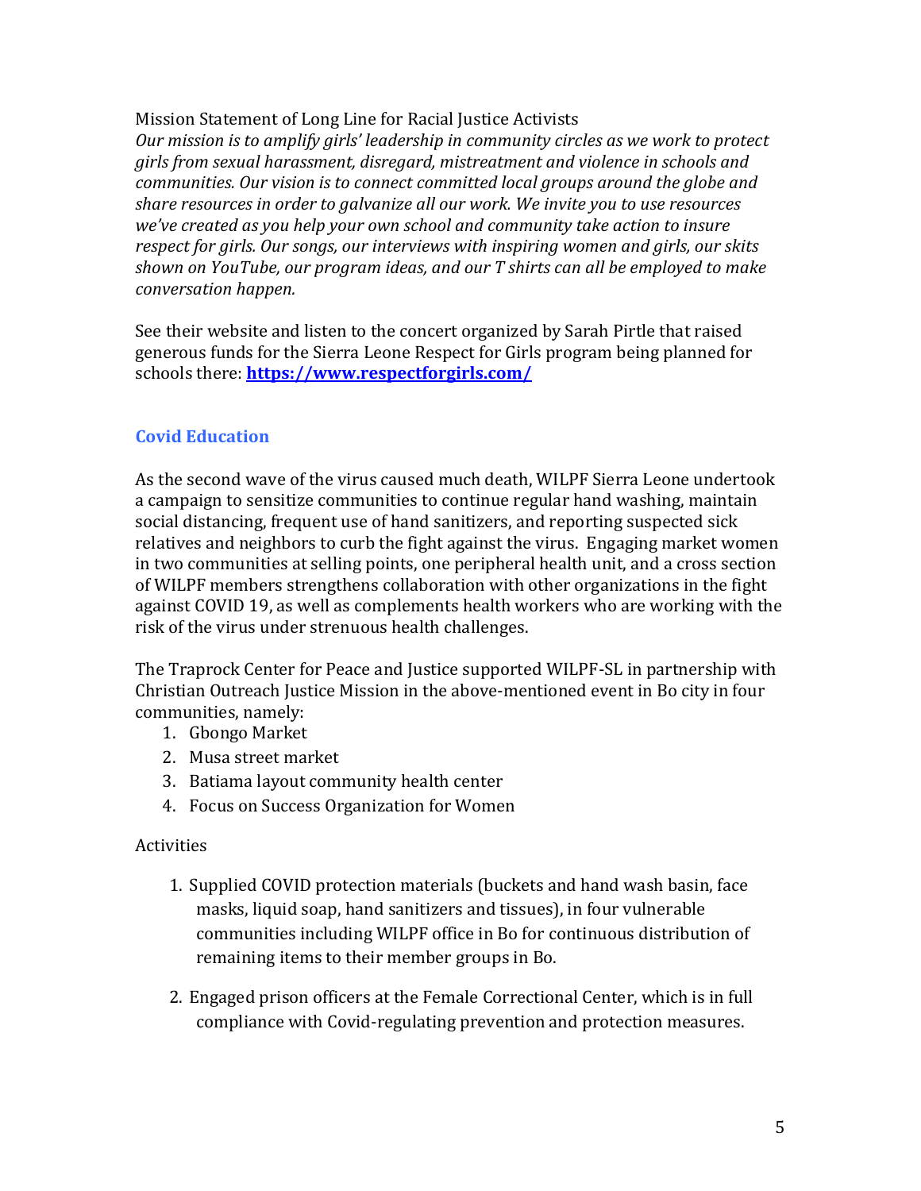Mission Statement of Long Line for Racial Justice Activists

*Our mission is to amplify girls' leadership in community circles as we work to protect girls from sexual harassment, disregard, mistreatment and violence in schools and communities. Our vision is to connect committed local groups around the globe and share resources in order to galvanize all our work. We invite you to use resources we've created as you help your own school and community take action to insure respect for girls. Our songs, our interviews with inspiring women and girls, our skits shown on YouTube, our program ideas, and our T shirts can all be employed to make conversation happen.*

See their website and listen to the concert organized by Sarah Pirtle that raised generous funds for the Sierra Leone Respect for Girls program being planned for schools there: **https://www.respectforgirls.com/**

## Covid Education

As the second wave of the virus caused much death, WILPF Sierra Leone undertook a campaign to sensitize communities to continue regular hand washing, maintain social distancing, frequent use of hand sanitizers, and reporting suspected sick relatives and neighbors to curb the fight against the virus. Engaging market women in two communities at selling points, one peripheral health unit, and a cross section of WILPF members strengthens collaboration with other organizations in the fight against COVID 19, as well as complements health workers who are working with the risk of the virus under strenuous health challenges.

The Traprock Center for Peace and Justice supported WILPF-SL in partnership with Christian Outreach Justice Mission in the above-mentioned event in Bo city in four communities, namely:

1. Gbongo Market
2. Musa street market
3. Batiama layout community health center
4. Focus on Success Organization for Women

Activities

1. Supplied COVID protection materials (buckets and hand wash basin, face masks, liquid soap, hand sanitizers and tissues), in four vulnerable communities including WILPF office in Bo for continuous distribution of remaining items to their member groups in Bo.
2. Engaged prison officers at the Female Correctional Center, which is in full compliance with Covid-regulating prevention and protection measures.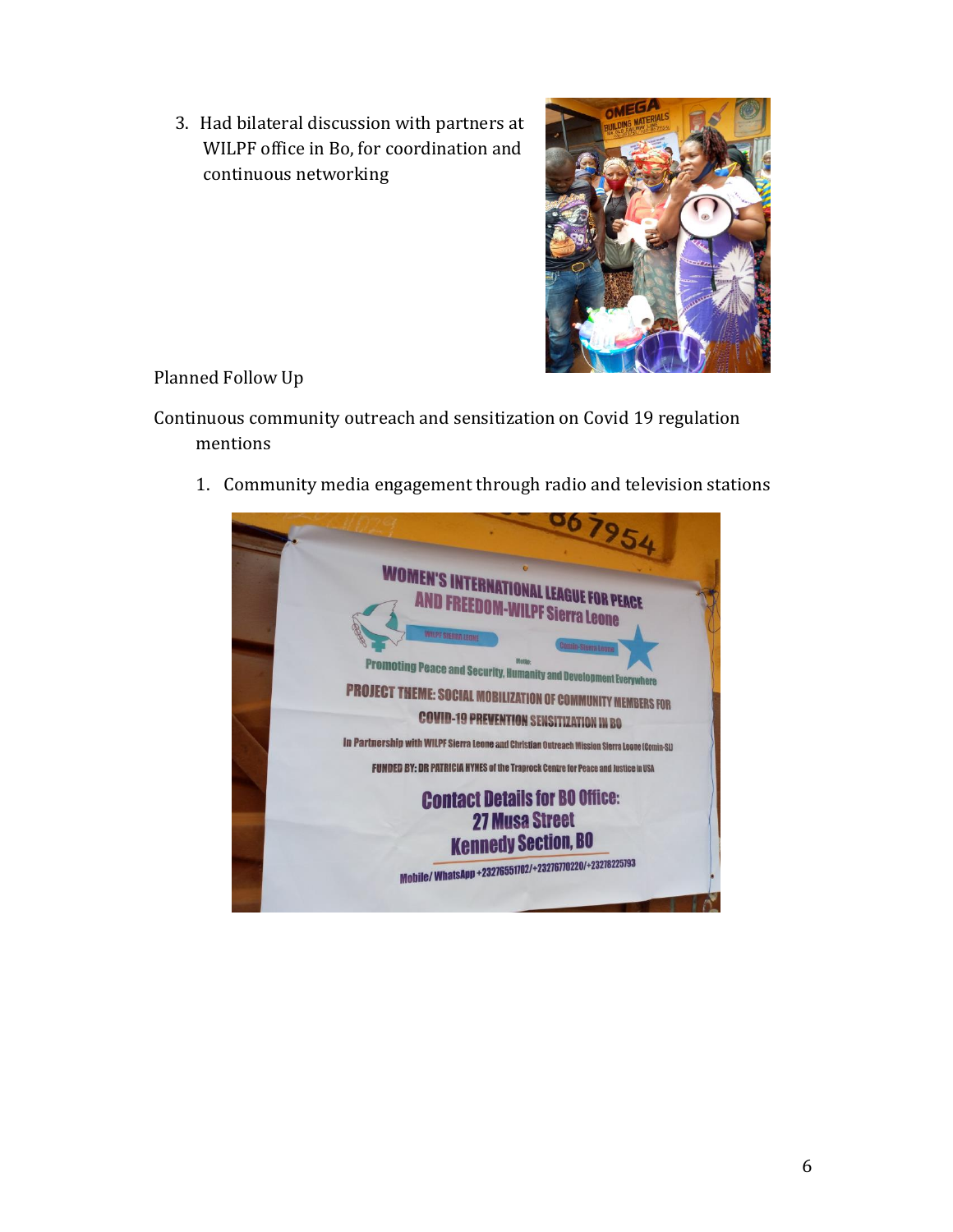3. Had bilateral discussion with partners at WILPF office in Bo, for coordination and continuous networking

Planned Follow Up

Continuous community outreach and sensitization on Covid 19 regulation mentions

1. Community media engagement through radio and television stations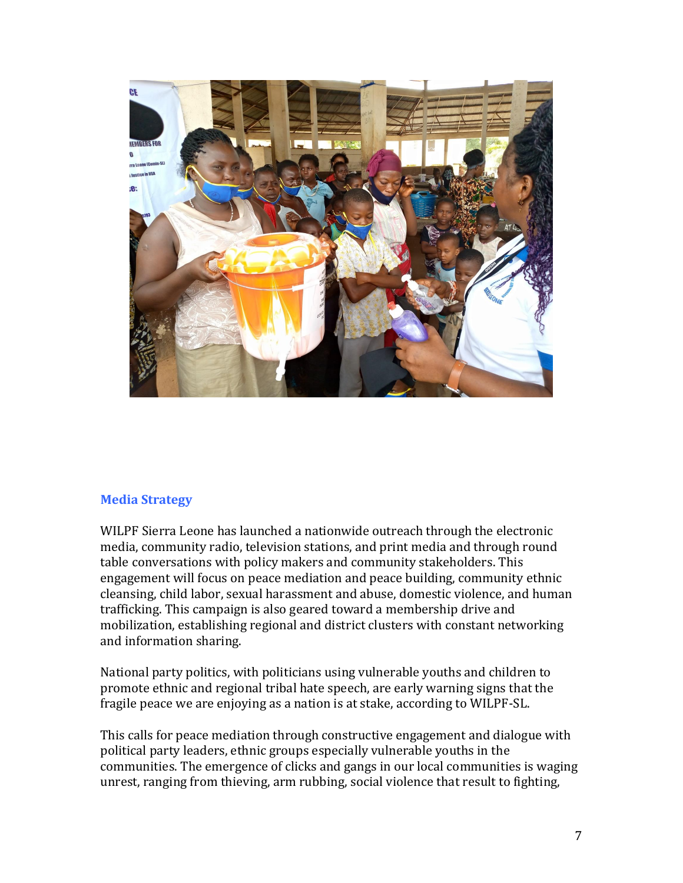## Media Strategy

WILPF Sierra Leone has launched a nationwide outreach through the electronic media, community radio, television stations, and print media and through round table conversations with policy makers and community stakeholders. This engagement will focus on peace mediation and peace building, community ethnic cleansing, child labor, sexual harassment and abuse, domestic violence, and human trafficking. This campaign is also geared toward a membership drive and mobilization, establishing regional and district clusters with constant networking and information sharing.

National party politics, with politicians using vulnerable youths and children to promote ethnic and regional tribal hate speech, are early warning signs that the fragile peace we are enjoying as a nation is at stake, according to WILPF-SL.

This calls for peace mediation through constructive engagement and dialogue with political party leaders, ethnic groups especially vulnerable youths in the communities. The emergence of clicks and gangs in our local communities is waging unrest, ranging from thieving, arm rubbing, social violence that result to fighting,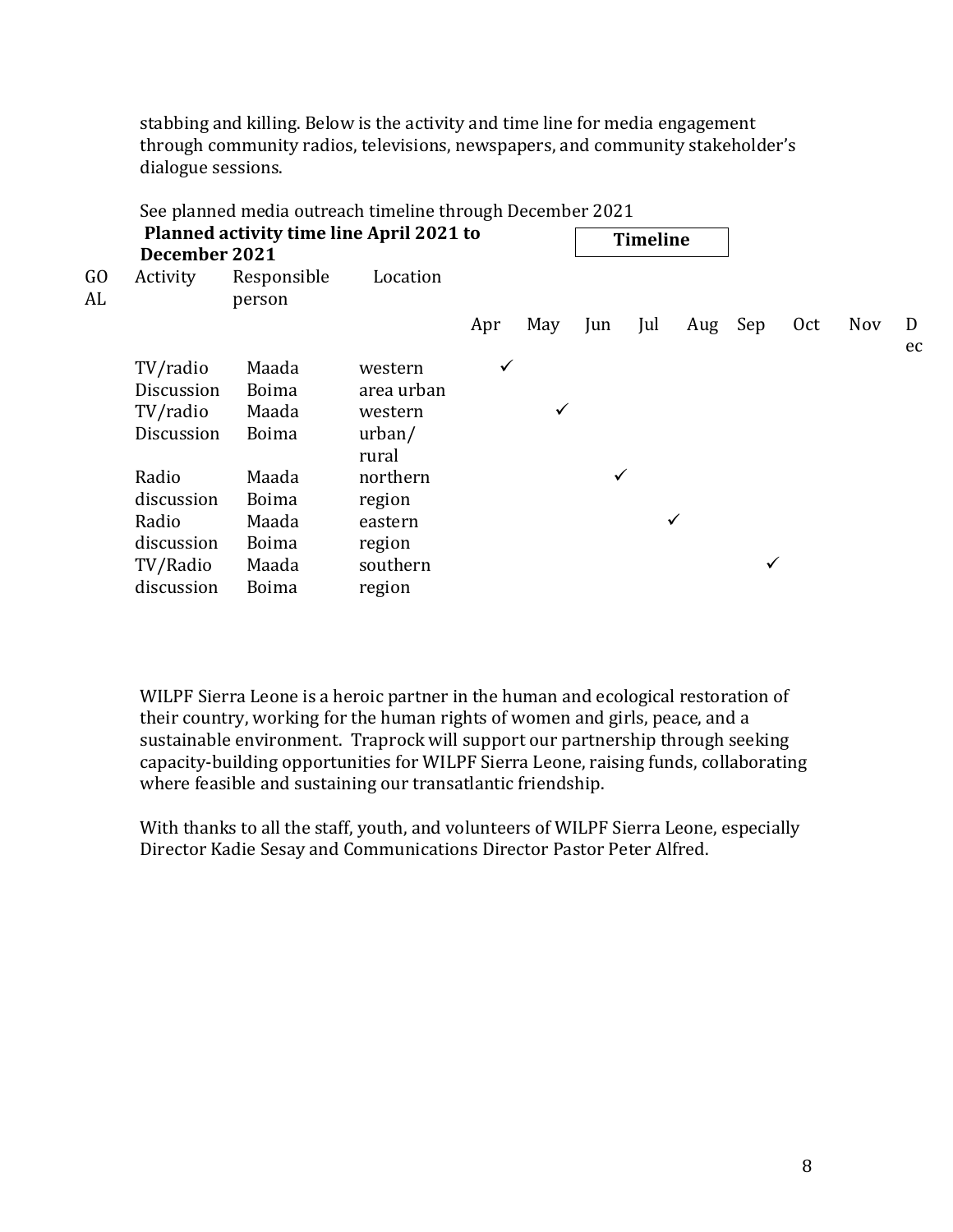stabbing and killing. Below is the activity and time line for media engagement through community radios, televisions, newspapers, and community stakeholder's dialogue sessions.

See planned media outreach timeline through December 2021

**Planned activity time line April 2021 to December 2021**

**Timeline**

| GOAL | Activity | Responsible person | Location | Apr | May | Jun | Jul | Aug | Sep | Oct | Nov | Dec |
|---|---|---|---|---|---|---|---|---|---|---|---|---|
| | TV/radio Discussion | Maada Boima | western area urban | ✓ | | | | | | | | |
| | TV/radio Discussion | Maada Boima | western urban/ rural | | ✓ | | | | | | | |
| | Radio discussion | Maada Boima | northern region | | | ✓ | | | | | | |
| | Radio discussion | Maada Boima | eastern region | | | | ✓ | | | | | |
| | TV/Radio discussion | Maada Boima | southern region | | | | | | ✓ | | | |

WILPF Sierra Leone is a heroic partner in the human and ecological restoration of their country, working for the human rights of women and girls, peace, and a sustainable environment. Traprock will support our partnership through seeking capacity-building opportunities for WILPF Sierra Leone, raising funds, collaborating where feasible and sustaining our transatlantic friendship.

With thanks to all the staff, youth, and volunteers of WILPF Sierra Leone, especially Director Kadie Sesay and Communications Director Pastor Peter Alfred.